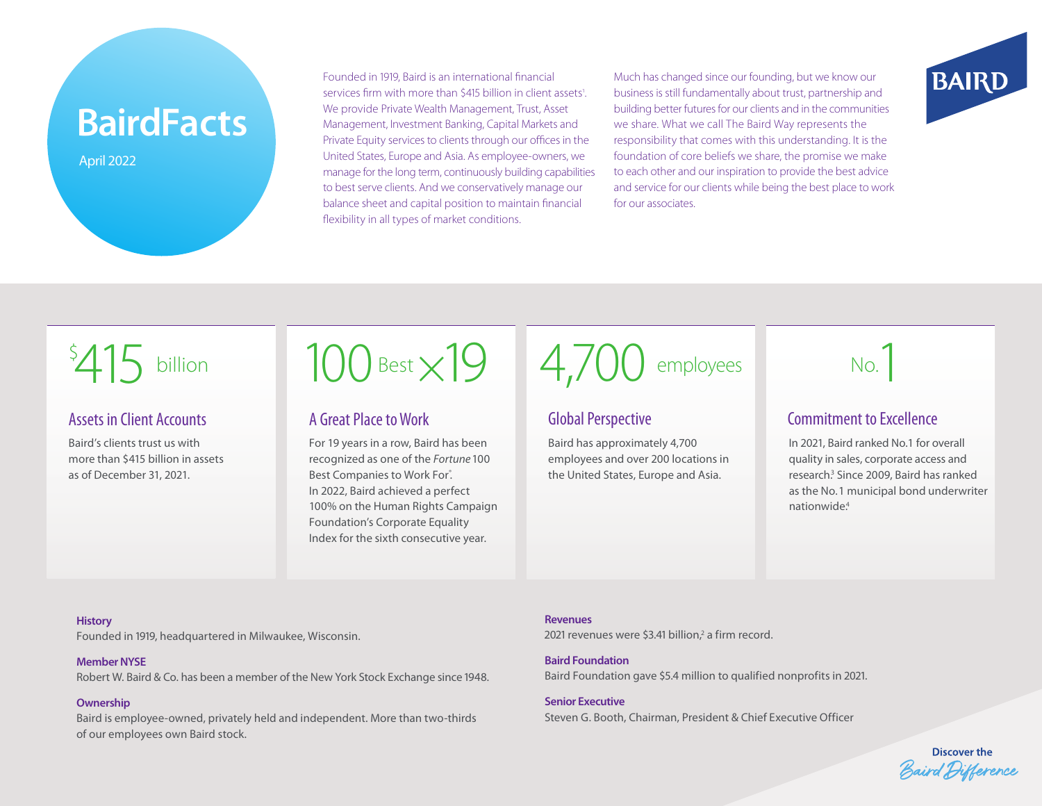# BairdFacts

April 2022

Founded in 1919, Baird is an international financial services firm with more than $415 billion in client assets[1]. We provide Private Wealth Management, Trust, Asset Management, Investment Banking, Capital Markets and Private Equity services to clients through our offices in the United States, Europe and Asia. As employee-owners, we manage for the long term, continuously building capabilities to best serve clients. And we conservatively manage our balance sheet and capital position to maintain financial flexibility in all types of market conditions.

Much has changed since our founding, but we know our business is still fundamentally about trust, partnership and building better futures for our clients and in the communities we share. What we call The Baird Way represents this understanding. It is the foundation of core beliefs we share, the promise we make to each other and our inspiration to provide the best advice and service for our clients while being the best place to work for our associates.

BAIRD

**$415 billion**

## Assets in Client Accounts

Baird's clients trust us with more than $415 billion in assets as of December 31, 2021.

**100 Best ×19**

## A Great Place to Work

For 19 years in a row, Baird has been recognized as one of the *Fortune* 100 Best Companies to Work For®. In 2022, Baird achieved a perfect 100% on the Human Rights Campaign Foundation's Corporate Equality Index for the sixth consecutive year.

**4,700 employees**

## Global Perspective

Baird has approximately 4,700 employees and over 200 locations in the United States, Europe and Asia.

**No.1**

## Commitment to Excellence

In 2021, Baird ranked No.1 for overall quality in sales, corporate access and research.[3] Since 2009, Baird has ranked as the No.1 municipal bond underwriter nationwide.[4]

**History**
Founded in 1919, headquartered in Milwaukee, Wisconsin.

**Member NYSE**
Robert W. Baird & Co. has been a member of the New York Stock Exchange since 1948.

**Ownership**
Baird is employee-owned, privately held and independent. More than two-thirds of our employees own Baird stock.

**Revenues**
2021 revenues were $3.41 billion,[2] a firm record.

**Baird Foundation**
Baird Foundation gave $5.4 million to qualified nonprofits in 2021.

**Senior Executive**
Steven G. Booth, Chairman, President & Chief Executive Officer

Discover the Baird Difference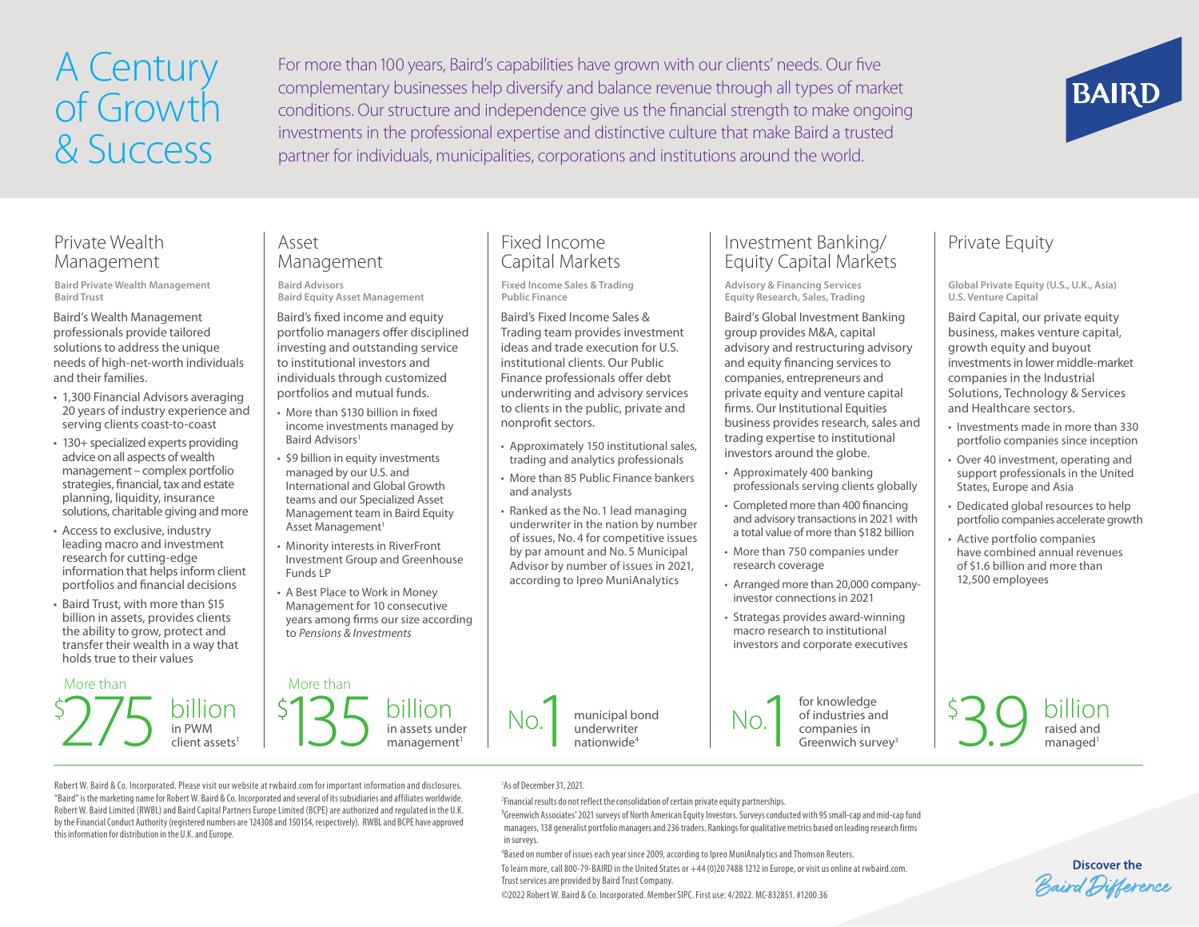# A Century of Growth & Success

For more than 100 years, Baird's capabilities have grown with our clients' needs. Our five complementary businesses help diversify and balance revenue through all types of market conditions. Our structure and independence give us the financial strength to make ongoing investments in the professional expertise and distinctive culture that make Baird a trusted partner for individuals, municipalities, corporations and institutions around the world.

BAIRD

## Private Wealth Management

**Baird Private Wealth Management**
**Baird Trust**

Baird's Wealth Management professionals provide tailored solutions to address the unique needs of high-net-worth individuals and their families.

- 1,300 Financial Advisors averaging 20 years of industry experience and serving clients coast-to-coast
- 130+ specialized experts providing advice on all aspects of wealth management – complex portfolio strategies, financial, tax and estate planning, liquidity, insurance solutions, charitable giving and more
- Access to exclusive, industry leading macro and investment research for cutting-edge information that helps inform client portfolios and financial decisions
- Baird Trust, with more than $15 billion in assets, provides clients the ability to grow, protect and transfer their wealth in a way that holds true to their values

More than $275 billion in PWM client assets[1]

## Asset Management

**Baird Advisors**
**Baird Equity Asset Management**

Baird's fixed income and equity portfolio managers offer disciplined investing and outstanding service to institutional investors and individuals through customized portfolios and mutual funds.

- More than $130 billion in fixed income investments managed by Baird Advisors[1]
- $9 billion in equity investments managed by our U.S. and International and Global Growth teams and our Specialized Asset Management team in Baird Equity Asset Management[1]
- Minority interests in RiverFront Investment Group and Greenhouse Funds LP
- A Best Place to Work in Money Management for 10 consecutive years among firms our size according to *Pensions & Investments*

More than $135 billion in assets under management[1]

## Fixed Income Capital Markets

**Fixed Income Sales & Trading**
**Public Finance**

Baird's Fixed Income Sales & Trading team provides investment ideas and trade execution for U.S. institutional clients. Our Public Finance professionals offer debt underwriting and advisory services to clients in the public, private and nonprofit sectors.

- Approximately 150 institutional sales, trading and analytics professionals
- More than 85 Public Finance bankers and analysts
- Ranked as the No. 1 lead managing underwriter in the nation by number of issues, No. 4 for competitive issues by par amount and No. 5 Municipal Advisor by number of issues in 2021, according to Ipreo MuniAnalytics

No. 1 municipal bond underwriter nationwide[4]

## Investment Banking/ Equity Capital Markets

**Advisory & Financing Services**
**Equity Research, Sales, Trading**

Baird's Global Investment Banking group provides M&A, capital advisory and restructuring advisory and equity financing services to companies, entrepreneurs and private equity and venture capital firms. Our Institutional Equities business provides research, sales and trading expertise to institutional investors around the globe.

- Approximately 400 banking professionals serving clients globally
- Completed more than 400 financing and advisory transactions in 2021 with a total value of more than $182 billion
- More than 750 companies under research coverage
- Arranged more than 20,000 company-investor connections in 2021
- Strategas provides award-winning macro research to institutional investors and corporate executives

No. 1 for knowledge of industries and companies in Greenwich survey[3]

## Private Equity

**Global Private Equity (U.S., U.K., Asia)**
**U.S. Venture Capital**

Baird Capital, our private equity business, makes venture capital, growth equity and buyout investments in lower middle-market companies in the Industrial Solutions, Technology & Services and Healthcare sectors.

- Investments made in more than 330 portfolio companies since inception
- Over 40 investment, operating and support professionals in the United States, Europe and Asia
- Dedicated global resources to help portfolio companies accelerate growth
- Active portfolio companies have combined annual revenues of $1.6 billion and more than 12,500 employees

$3.9 billion raised and managed[1]

---

Robert W. Baird & Co. Incorporated. Please visit our website at rwbaird.com for important information and disclosures. "Baird" is the marketing name for Robert W. Baird & Co. Incorporated and several of its subsidiaries and affiliates worldwide. Robert W. Baird Limited (RWBL) and Baird Capital Partners Europe Limited (BCPE) are authorized and regulated in the U.K. by the Financial Conduct Authority (registered numbers are 124308 and 150154, respectively). RWBL and BCPE have approved this information for distribution in the U.K. and Europe.

[1]As of December 31, 2021.

[2]Financial results do not reflect the consolidation of certain private equity partnerships.

[3]Greenwich Associates' 2021 surveys of North American Equity Investors. Surveys conducted with 95 small-cap and mid-cap fund managers, 138 generalist portfolio managers and 236 traders. Rankings for qualitative metrics based on leading research firms in surveys.

[4]Based on number of issues each year since 2009, according to Ipreo MuniAnalytics and Thomson Reuters.

To learn more, call 800-79-BAIRD in the United States or +44 (0)20 7488 1212 in Europe, or visit us online at rwbaird.com. Trust services are provided by Baird Trust Company.

©2022 Robert W. Baird & Co. Incorporated. Member SIPC. First use: 4/2022. MC-832851. #1200.36

Discover the *Baird Difference*